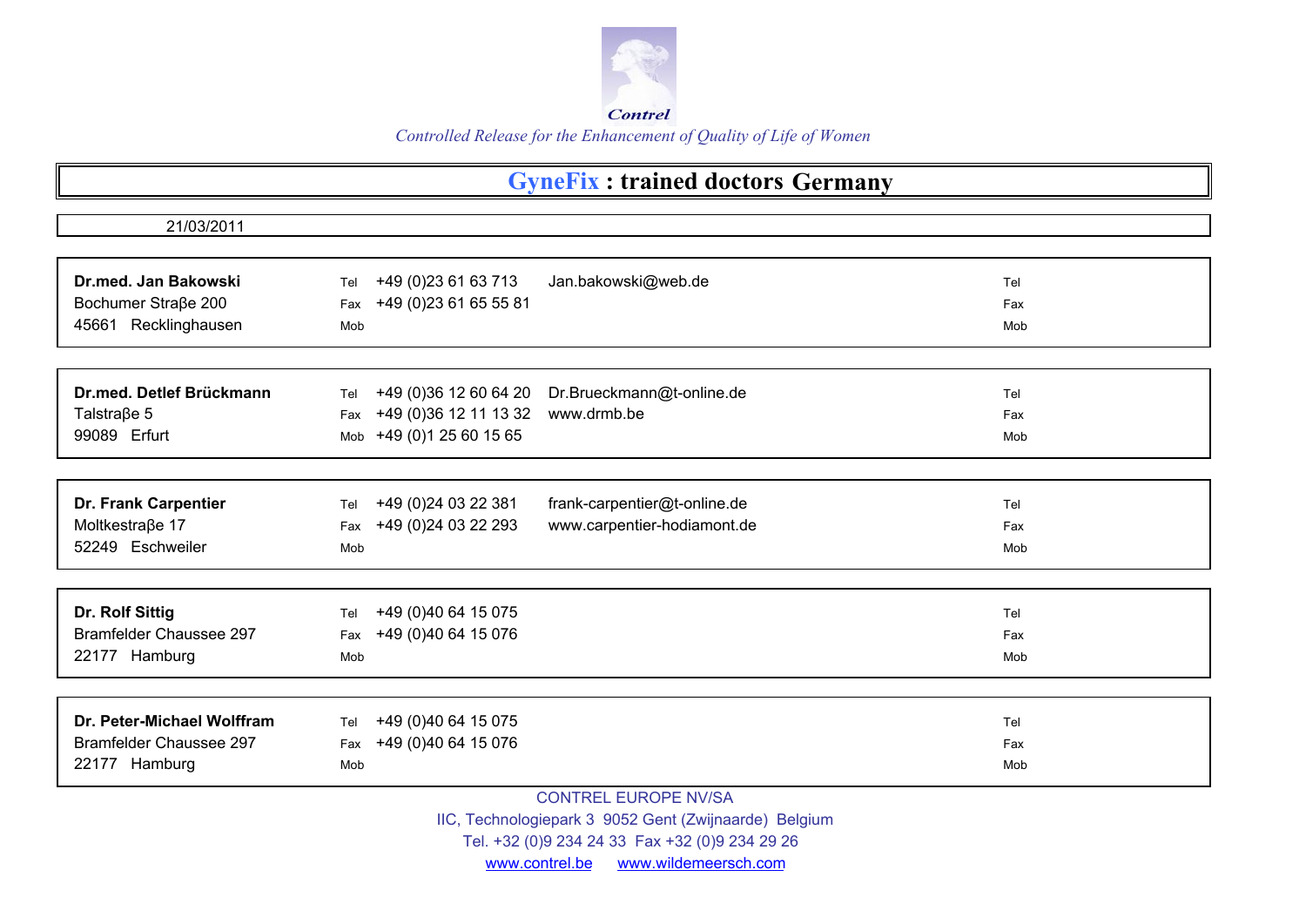Contrel

*Controlled Release for the Enhancement of Quality of Life of Women*

# GyneFix : trained doctors Germany

21/03/2011

| | | | | |
|---|---|---|---|---|
| **Dr.med. Jan Bakowski** | Tel +49 (0)23 61 63 713 | Jan.bakowski@web.de | Tel | |
| Bochumer Straβe 200 | Fax +49 (0)23 61 65 55 81 | | Fax | |
| 45661 Recklinghausen | Mob | | Mob | |

| | | | | |
|---|---|---|---|---|
| **Dr.med. Detlef Brückmann** | Tel +49 (0)36 12 60 64 20 | Dr.Brueckmann@t-online.de | Tel | |
| Talstraβe 5 | Fax +49 (0)36 12 11 13 32 | www.drmb.be | Fax | |
| 99089 Erfurt | Mob +49 (0)1 25 60 15 65 | | Mob | |

| | | | | |
|---|---|---|---|---|
| **Dr. Frank Carpentier** | Tel +49 (0)24 03 22 381 | frank-carpentier@t-online.de | Tel | |
| Moltkestraβe 17 | Fax +49 (0)24 03 22 293 | www.carpentier-hodiamont.de | Fax | |
| 52249 Eschweiler | Mob | | Mob | |

| | | | | |
|---|---|---|---|---|
| **Dr. Rolf Sittig** | Tel +49 (0)40 64 15 075 | | Tel | |
| Bramfelder Chaussee 297 | Fax +49 (0)40 64 15 076 | | Fax | |
| 22177 Hamburg | Mob | | Mob | |

| | | | | |
|---|---|---|---|---|
| **Dr. Peter-Michael Wolffram** | Tel +49 (0)40 64 15 075 | | Tel | |
| Bramfelder Chaussee 297 | Fax +49 (0)40 64 15 076 | | Fax | |
| 22177 Hamburg | Mob | | Mob | |

CONTREL EUROPE NV/SA
IIC, Technologiepark 3 9052 Gent (Zwijnaarde) Belgium
Tel. +32 (0)9 234 24 33 Fax +32 (0)9 234 29 26
www.contrel.be www.wildemeersch.com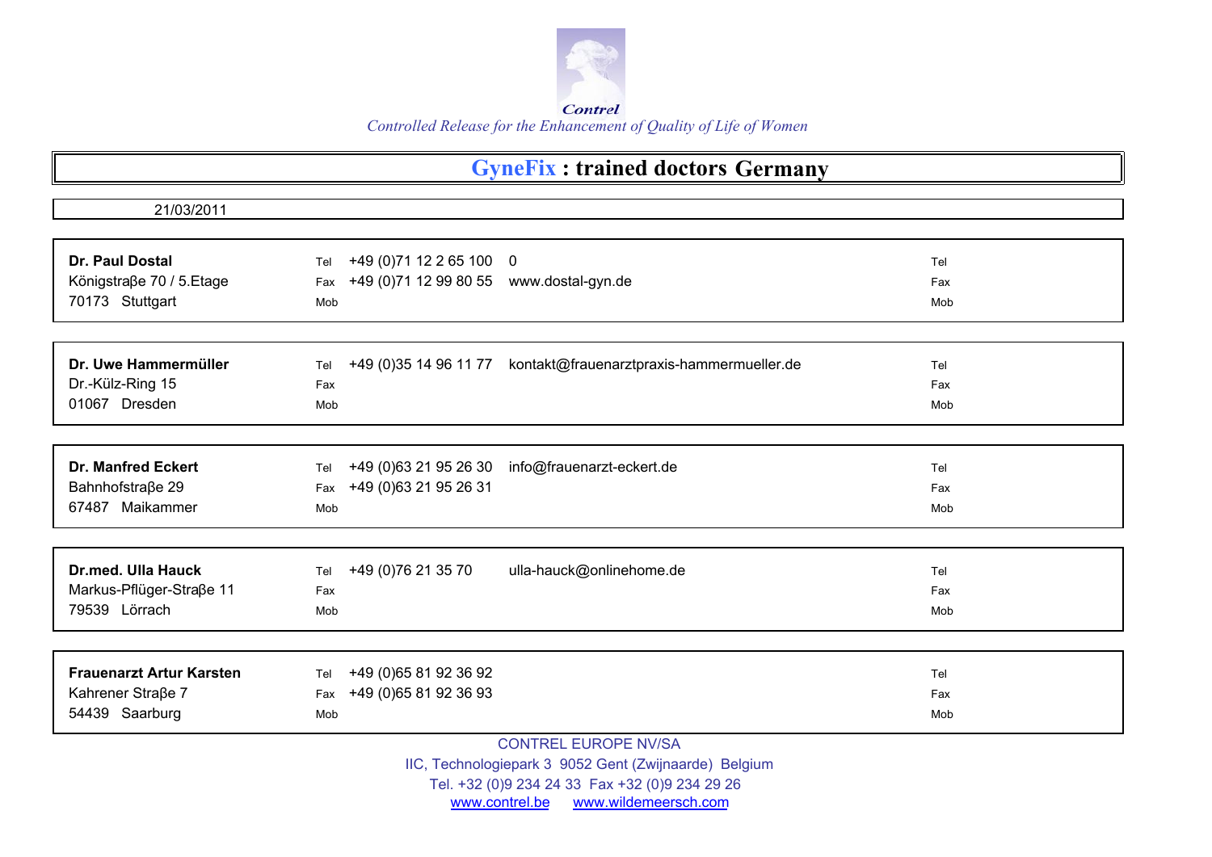Contrel

*Controlled Release for the Enhancement of Quality of Life of Women*

# GyneFix : trained doctors Germany

21/03/2011

| | | | | |
|---|---|---|---|---|
| **Dr. Paul Dostal**<br>Königstraβe 70 / 5.Etage<br>70173 Stuttgart | Tel<br>Fax<br>Mob | +49 (0)71 12 2 65 100<br>+49 (0)71 12 99 80 55 | 0<br>www.dostal-gyn.de | Tel<br>Fax<br>Mob |
| **Dr. Uwe Hammermüller**<br>Dr.-Külz-Ring 15<br>01067 Dresden | Tel<br>Fax<br>Mob | +49 (0)35 14 96 11 77 | kontakt@frauenarztpraxis-hammermueller.de | Tel<br>Fax<br>Mob |
| **Dr. Manfred Eckert**<br>Bahnhofstraβe 29<br>67487 Maikammer | Tel<br>Fax<br>Mob | +49 (0)63 21 95 26 30<br>+49 (0)63 21 95 26 31 | info@frauenarzt-eckert.de | Tel<br>Fax<br>Mob |
| **Dr.med. Ulla Hauck**<br>Markus-Pflüger-Straβe 11<br>79539 Lörrach | Tel<br>Fax<br>Mob | +49 (0)76 21 35 70 | ulla-hauck@onlinehome.de | Tel<br>Fax<br>Mob |
| **Frauenarzt Artur Karsten**<br>Kahrener Straβe 7<br>54439 Saarburg | Tel<br>Fax<br>Mob | +49 (0)65 81 92 36 92<br>+49 (0)65 81 92 36 93 | | Tel<br>Fax<br>Mob |

CONTREL EUROPE NV/SA
IIC, Technologiepark 3 9052 Gent (Zwijnaarde) Belgium
Tel. +32 (0)9 234 24 33 Fax +32 (0)9 234 29 26
www.contrel.be www.wildemeersch.com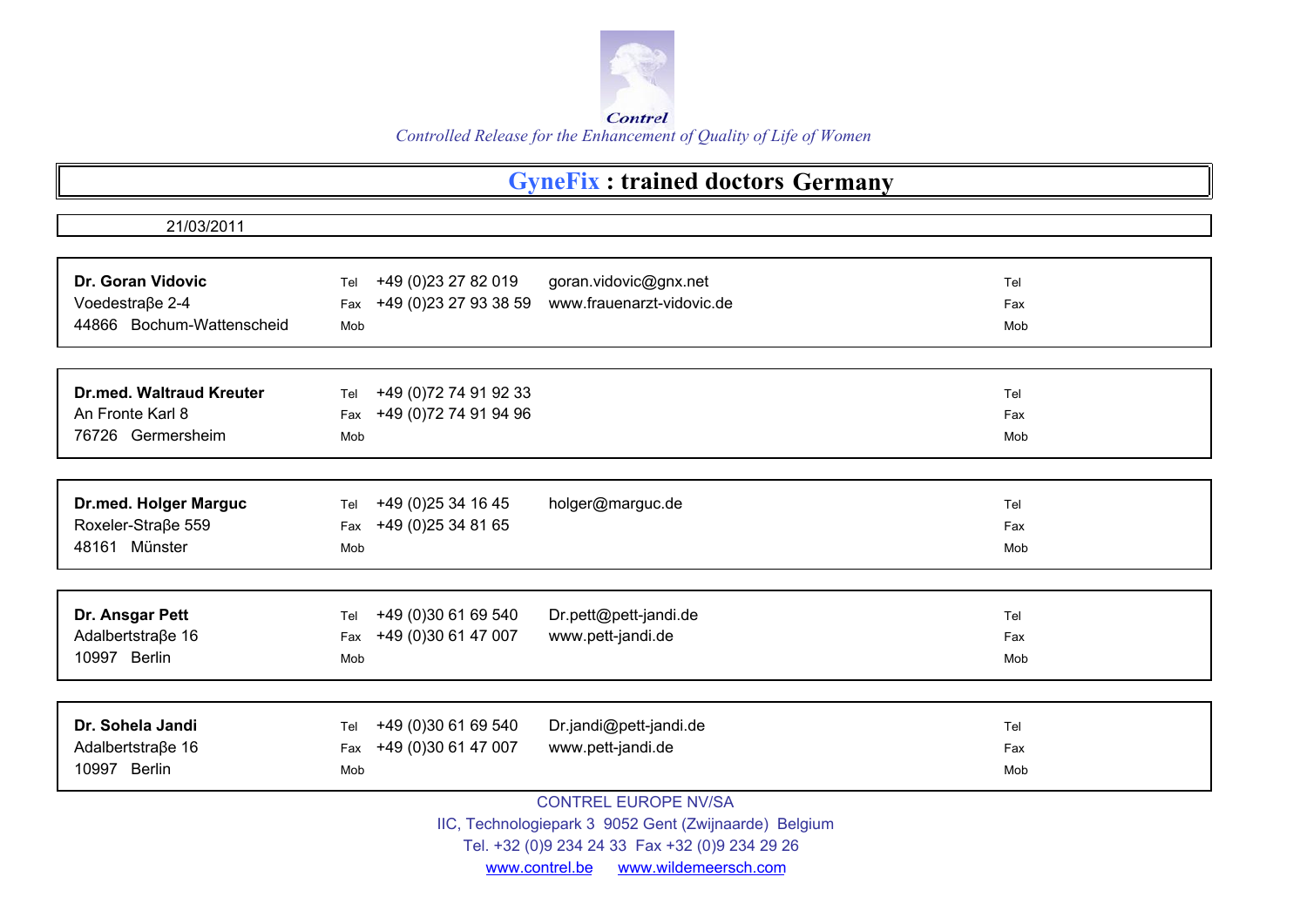Contrel

*Controlled Release for the Enhancement of Quality of Life of Women*

# GyneFix : trained doctors Germany

21/03/2011

| | | | | |
|---|---|---|---|---|
| **Dr. Goran Vidovic**<br>Voedestraβe 2-4<br>44866 Bochum-Wattenscheid | Tel +49 (0)23 27 82 019<br>Fax +49 (0)23 27 93 38 59<br>Mob | goran.vidovic@gnx.net<br>www.frauenarzt-vidovic.de | Tel<br>Fax<br>Mob | |
| **Dr.med. Waltraud Kreuter**<br>An Fronte Karl 8<br>76726 Germersheim | Tel +49 (0)72 74 91 92 33<br>Fax +49 (0)72 74 91 94 96<br>Mob | | Tel<br>Fax<br>Mob | |
| **Dr.med. Holger Marguc**<br>Roxeler-Straβe 559<br>48161 Münster | Tel +49 (0)25 34 16 45<br>Fax +49 (0)25 34 81 65<br>Mob | holger@marguc.de | Tel<br>Fax<br>Mob | |
| **Dr. Ansgar Pett**<br>Adalbertstraβe 16<br>10997 Berlin | Tel +49 (0)30 61 69 540<br>Fax +49 (0)30 61 47 007<br>Mob | Dr.pett@pett-jandi.de<br>www.pett-jandi.de | Tel<br>Fax<br>Mob | |
| **Dr. Sohela Jandi**<br>Adalbertstraβe 16<br>10997 Berlin | Tel +49 (0)30 61 69 540<br>Fax +49 (0)30 61 47 007<br>Mob | Dr.jandi@pett-jandi.de<br>www.pett-jandi.de | Tel<br>Fax<br>Mob | |

CONTREL EUROPE NV/SA
IIC, Technologiepark 3 9052 Gent (Zwijnaarde) Belgium
Tel. +32 (0)9 234 24 33 Fax +32 (0)9 234 29 26
www.contrel.be www.wildemeersch.com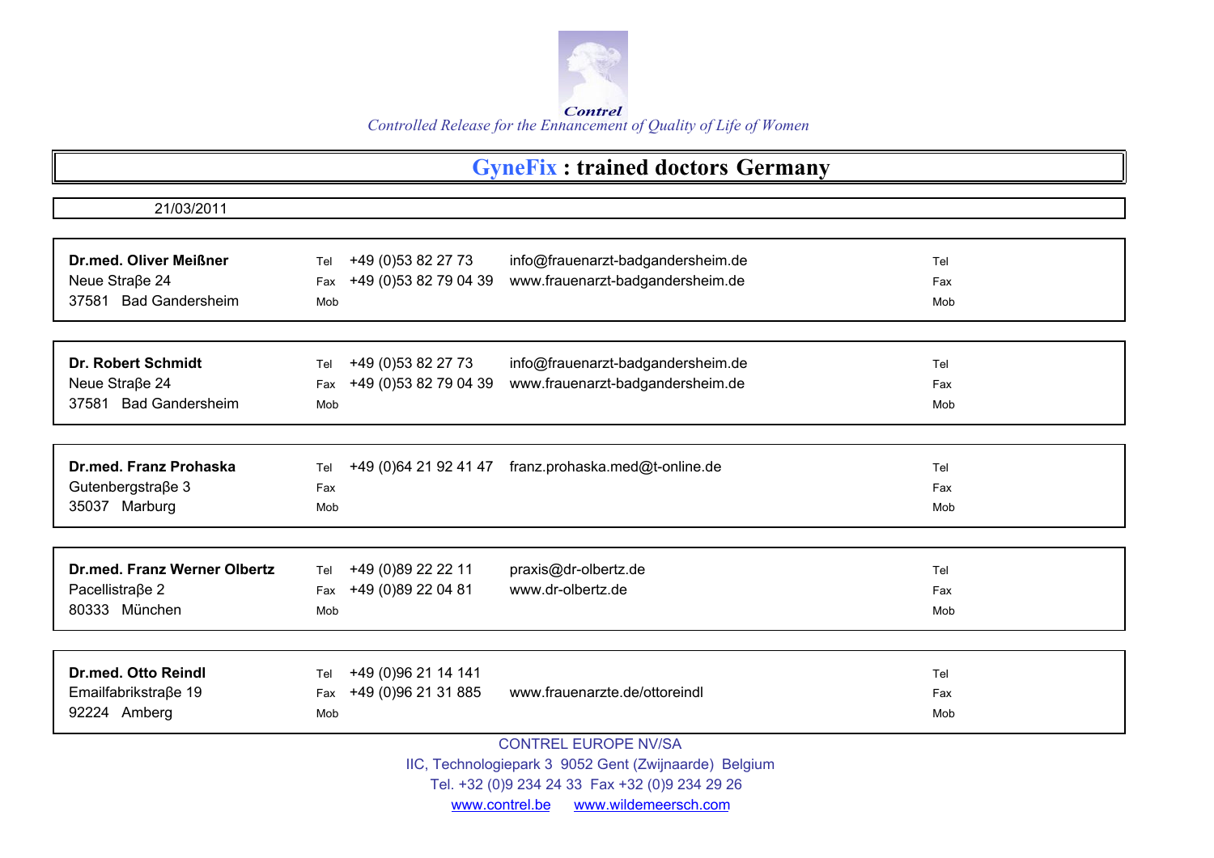**Contrel**

*Controlled Release for the Enhancement of Quality of Life of Women*

# GyneFix : trained doctors Germany

21/03/2011

| | | | | | |
|---|---|---|---|---|---|
| **Dr.med. Oliver Meißner** | Tel | +49 (0)53 82 27 73 | info@frauenarzt-badgandersheim.de | Tel | |
| Neue Straβe 24 | Fax | +49 (0)53 82 79 04 39 | www.frauenarzt-badgandersheim.de | Fax | |
| 37581 Bad Gandersheim | Mob | | | Mob | |

| | | | | | |
|---|---|---|---|---|---|
| **Dr. Robert Schmidt** | Tel | +49 (0)53 82 27 73 | info@frauenarzt-badgandersheim.de | Tel | |
| Neue Straβe 24 | Fax | +49 (0)53 82 79 04 39 | www.frauenarzt-badgandersheim.de | Fax | |
| 37581 Bad Gandersheim | Mob | | | Mob | |

| | | | | | |
|---|---|---|---|---|---|
| **Dr.med. Franz Prohaska** | Tel | +49 (0)64 21 92 41 47 | franz.prohaska.med@t-online.de | Tel | |
| Gutenbergstraβe 3 | Fax | | | Fax | |
| 35037 Marburg | Mob | | | Mob | |

| | | | | | |
|---|---|---|---|---|---|
| **Dr.med. Franz Werner Olbertz** | Tel | +49 (0)89 22 22 11 | praxis@dr-olbertz.de | Tel | |
| Pacellistraβe 2 | Fax | +49 (0)89 22 04 81 | www.dr-olbertz.de | Fax | |
| 80333 München | Mob | | | Mob | |

| | | | | | |
|---|---|---|---|---|---|
| **Dr.med. Otto Reindl** | Tel | +49 (0)96 21 14 141 | | Tel | |
| Emailfabrikstraβe 19 | Fax | +49 (0)96 21 31 885 | www.frauenarzte.de/ottoreindl | Fax | |
| 92224 Amberg | Mob | | | Mob | |

CONTREL EUROPE NV/SA
IIC, Technologiepark 3 9052 Gent (Zwijnaarde) Belgium
Tel. +32 (0)9 234 24 33 Fax +32 (0)9 234 29 26
www.contrel.be www.wildemeersch.com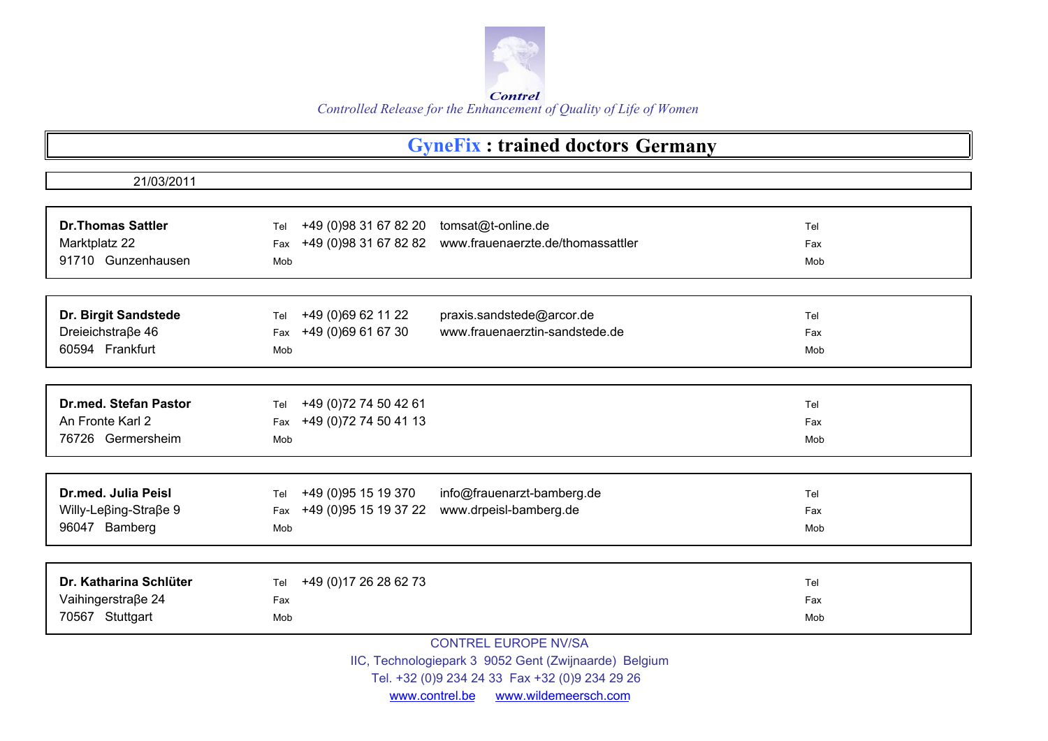Contrel

*Controlled Release for the Enhancement of Quality of Life of Women*

# GyneFix : trained doctors Germany

21/03/2011

| | | | | |
|---|---|---|---|---|
| **Dr.Thomas Sattler** | Tel +49 (0)98 31 67 82 20 | tomsat@t-online.de | | Tel |
| Marktplatz 22 | Fax +49 (0)98 31 67 82 82 | www.frauenaerzte.de/thomassattler | | Fax |
| 91710 Gunzenhausen | Mob | | | Mob |

| | | | | |
|---|---|---|---|---|
| **Dr. Birgit Sandstede** | Tel +49 (0)69 62 11 22 | praxis.sandstede@arcor.de | | Tel |
| Dreieichstraβe 46 | Fax +49 (0)69 61 67 30 | www.frauenaerztin-sandstede.de | | Fax |
| 60594 Frankfurt | Mob | | | Mob |

| | | | | |
|---|---|---|---|---|
| **Dr.med. Stefan Pastor** | Tel +49 (0)72 74 50 42 61 | | | Tel |
| An Fronte Karl 2 | Fax +49 (0)72 74 50 41 13 | | | Fax |
| 76726 Germersheim | Mob | | | Mob |

| | | | | |
|---|---|---|---|---|
| **Dr.med. Julia Peisl** | Tel +49 (0)95 15 19 370 | info@frauenarzt-bamberg.de | | Tel |
| Willy-Leβing-Straβe 9 | Fax +49 (0)95 15 19 37 22 | www.drpeisl-bamberg.de | | Fax |
| 96047 Bamberg | Mob | | | Mob |

| | | | | |
|---|---|---|---|---|
| **Dr. Katharina Schlüter** | Tel +49 (0)17 26 28 62 73 | | | Tel |
| Vaihingerstraβe 24 | Fax | | | Fax |
| 70567 Stuttgart | Mob | | | Mob |

CONTREL EUROPE NV/SA
IIC, Technologiepark 3 9052 Gent (Zwijnaarde) Belgium
Tel. +32 (0)9 234 24 33 Fax +32 (0)9 234 29 26
www.contrel.be www.wildemeersch.com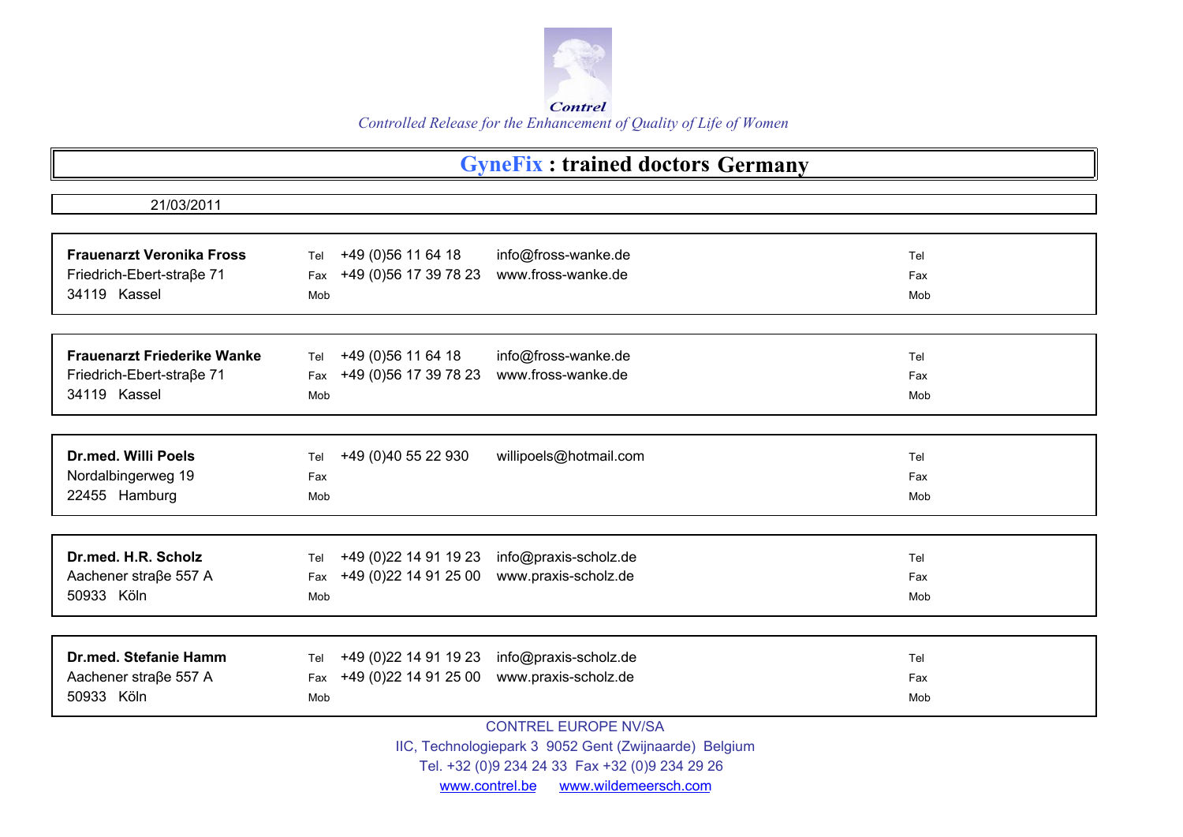Contrel

*Controlled Release for the Enhancement of Quality of Life of Women*

# GyneFix : trained doctors Germany

21/03/2011

| | | | | |
|---|---|---|---|---|
| **Frauenarzt Veronika Fross** | Tel +49 (0)56 11 64 18 | info@fross-wanke.de | | Tel |
| Friedrich-Ebert-straβe 71 | Fax +49 (0)56 17 39 78 23 | www.fross-wanke.de | | Fax |
| 34119 Kassel | Mob | | | Mob |

| | | | | |
|---|---|---|---|---|
| **Frauenarzt Friederike Wanke** | Tel +49 (0)56 11 64 18 | info@fross-wanke.de | | Tel |
| Friedrich-Ebert-straβe 71 | Fax +49 (0)56 17 39 78 23 | www.fross-wanke.de | | Fax |
| 34119 Kassel | Mob | | | Mob |

| | | | | |
|---|---|---|---|---|
| **Dr.med. Willi Poels** | Tel +49 (0)40 55 22 930 | willipoels@hotmail.com | | Tel |
| Nordalbingerweg 19 | Fax | | | Fax |
| 22455 Hamburg | Mob | | | Mob |

| | | | | |
|---|---|---|---|---|
| **Dr.med. H.R. Scholz** | Tel +49 (0)22 14 91 19 23 | info@praxis-scholz.de | | Tel |
| Aachener straβe 557 A | Fax +49 (0)22 14 91 25 00 | www.praxis-scholz.de | | Fax |
| 50933 Köln | Mob | | | Mob |

| | | | | |
|---|---|---|---|---|
| **Dr.med. Stefanie Hamm** | Tel +49 (0)22 14 91 19 23 | info@praxis-scholz.de | | Tel |
| Aachener straβe 557 A | Fax +49 (0)22 14 91 25 00 | www.praxis-scholz.de | | Fax |
| 50933 Köln | Mob | | | Mob |

CONTREL EUROPE NV/SA
IIC, Technologiepark 3 9052 Gent (Zwijnaarde) Belgium
Tel. +32 (0)9 234 24 33 Fax +32 (0)9 234 29 26
www.contrel.be www.wildemeersch.com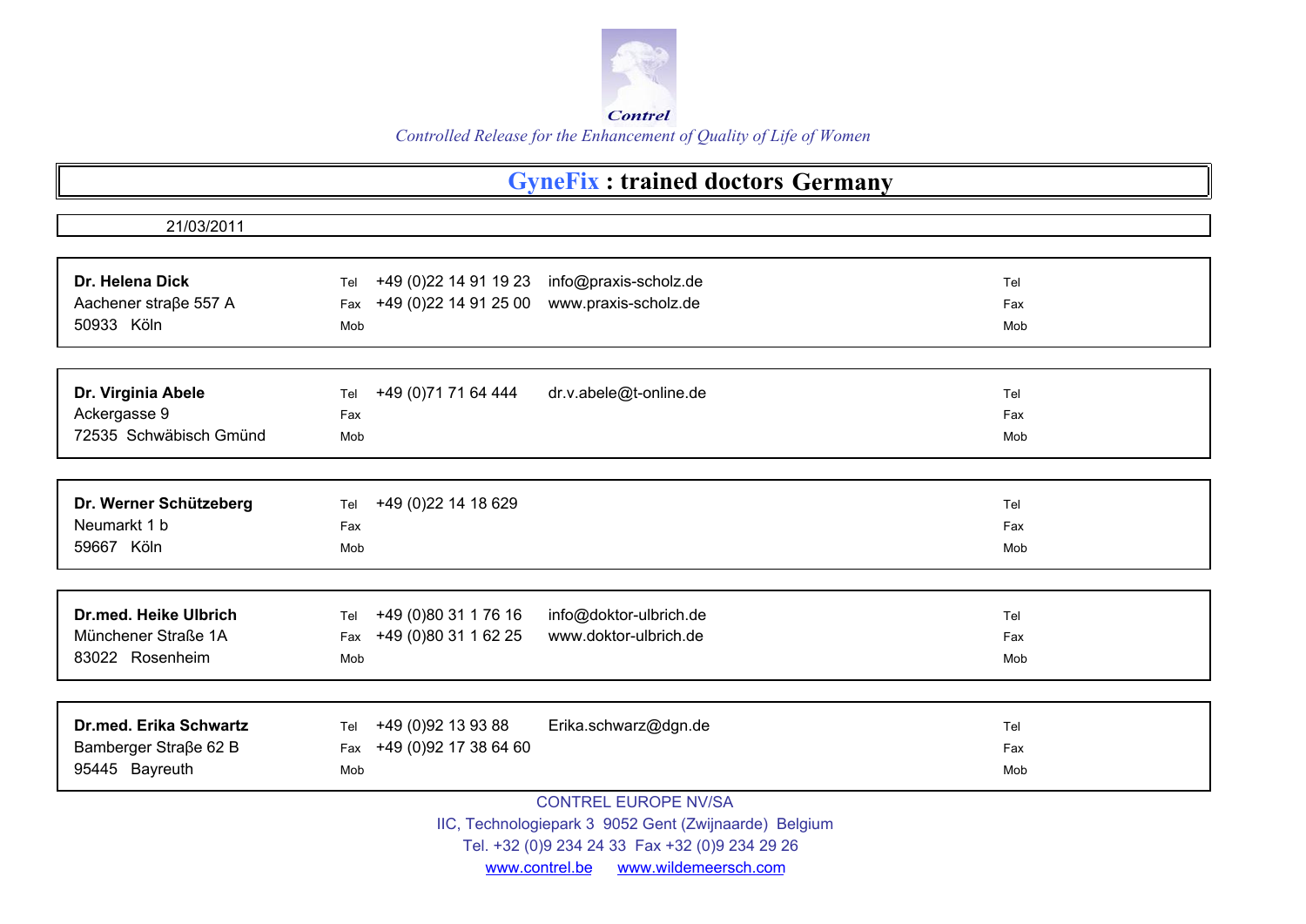Contrel

*Controlled Release for the Enhancement of Quality of Life of Women*

# GyneFix : trained doctors Germany

21/03/2011

| | | | | | |
|---|---|---|---|---|---|
| **Dr. Helena Dick** | Tel | +49 (0)22 14 91 19 23 | info@praxis-scholz.de | Tel | |
| Aachener straβe 557 A | Fax | +49 (0)22 14 91 25 00 | www.praxis-scholz.de | Fax | |
| 50933 Köln | Mob | | | Mob | |

| | | | | | |
|---|---|---|---|---|---|
| **Dr. Virginia Abele** | Tel | +49 (0)71 71 64 444 | dr.v.abele@t-online.de | Tel | |
| Ackergasse 9 | Fax | | | Fax | |
| 72535 Schwäbisch Gmünd | Mob | | | Mob | |

| | | | | | |
|---|---|---|---|---|---|
| **Dr. Werner Schützeberg** | Tel | +49 (0)22 14 18 629 | | Tel | |
| Neumarkt 1 b | Fax | | | Fax | |
| 59667 Köln | Mob | | | Mob | |

| | | | | | |
|---|---|---|---|---|---|
| **Dr.med. Heike Ulbrich** | Tel | +49 (0)80 31 1 76 16 | info@doktor-ulbrich.de | Tel | |
| Münchener Straße 1A | Fax | +49 (0)80 31 1 62 25 | www.doktor-ulbrich.de | Fax | |
| 83022 Rosenheim | Mob | | | Mob | |

| | | | | | |
|---|---|---|---|---|---|
| **Dr.med. Erika Schwartz** | Tel | +49 (0)92 13 93 88 | Erika.schwarz@dgn.de | Tel | |
| Bamberger Straβe 62 B | Fax | +49 (0)92 17 38 64 60 | | Fax | |
| 95445 Bayreuth | Mob | | | Mob | |

CONTREL EUROPE NV/SA
IIC, Technologiepark 3 9052 Gent (Zwijnaarde) Belgium
Tel. +32 (0)9 234 24 33 Fax +32 (0)9 234 29 26
www.contrel.be www.wildemeersch.com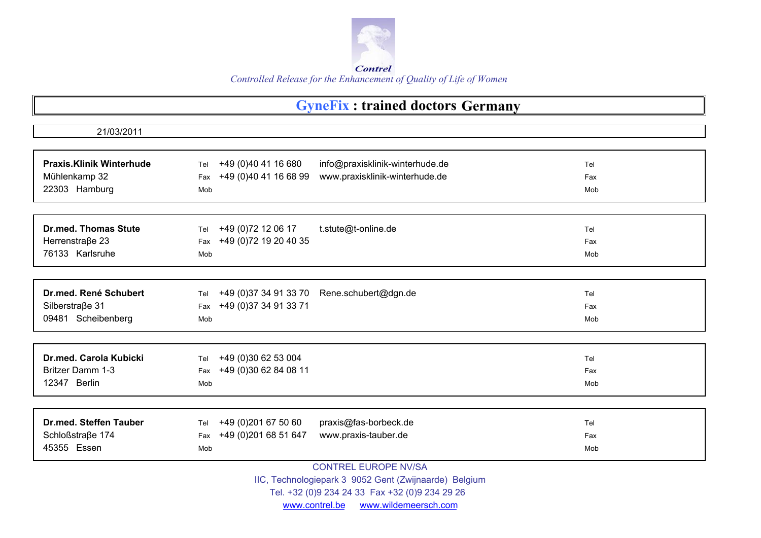**Contrel**

*Controlled Release for the Enhancement of Quality of Life of Women*

# GyneFix : trained doctors Germany

21/03/2011

| | | | | | |
|---|---|---|---|---|---|
| **Praxis.Klinik Winterhude** | Tel | +49 (0)40 41 16 680 | info@praxisklinik-winterhude.de | Tel | |
| Mühlenkamp 32 | Fax | +49 (0)40 41 16 68 99 | www.praxisklinik-winterhude.de | Fax | |
| 22303 Hamburg | Mob | | | Mob | |

| | | | | | |
|---|---|---|---|---|---|
| **Dr.med. Thomas Stute** | Tel | +49 (0)72 12 06 17 | t.stute@t-online.de | Tel | |
| Herrenstraβe 23 | Fax | +49 (0)72 19 20 40 35 | | Fax | |
| 76133 Karlsruhe | Mob | | | Mob | |

| | | | | | |
|---|---|---|---|---|---|
| **Dr.med. René Schubert** | Tel | +49 (0)37 34 91 33 70 | Rene.schubert@dgn.de | Tel | |
| Silberstraβe 31 | Fax | +49 (0)37 34 91 33 71 | | Fax | |
| 09481 Scheibenberg | Mob | | | Mob | |

| | | | | | |
|---|---|---|---|---|---|
| **Dr.med. Carola Kubicki** | Tel | +49 (0)30 62 53 004 | | Tel | |
| Britzer Damm 1-3 | Fax | +49 (0)30 62 84 08 11 | | Fax | |
| 12347 Berlin | Mob | | | Mob | |

| | | | | | |
|---|---|---|---|---|---|
| **Dr.med. Steffen Tauber** | Tel | +49 (0)201 67 50 60 | praxis@fas-borbeck.de | Tel | |
| Schloßstraβe 174 | Fax | +49 (0)201 68 51 647 | www.praxis-tauber.de | Fax | |
| 45355 Essen | Mob | | | Mob | |

CONTREL EUROPE NV/SA
IIC, Technologiepark 3 9052 Gent (Zwijnaarde) Belgium
Tel. +32 (0)9 234 24 33 Fax +32 (0)9 234 29 26
www.contrel.be www.wildemeersch.com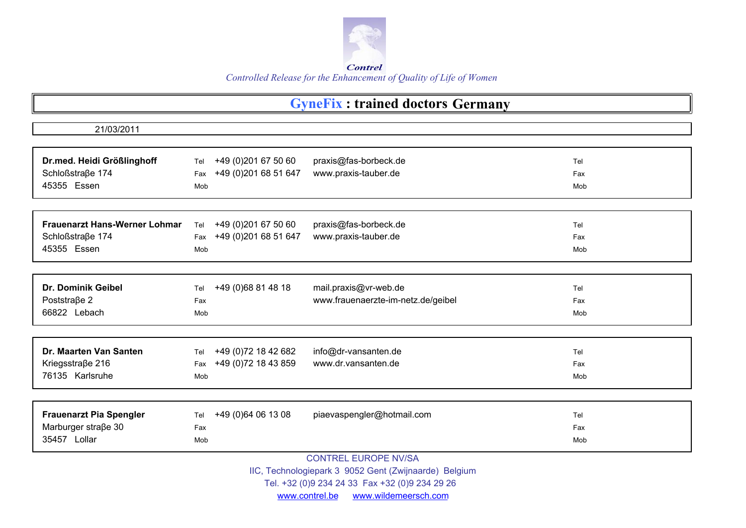Contrel

*Controlled Release for the Enhancement of Quality of Life of Women*

# GyneFix : trained doctors Germany

21/03/2011

| | | | | |
|---|---|---|---|---|
| **Dr.med. Heidi Größlinghoff** | Tel +49 (0)201 67 50 60 | praxis@fas-borbeck.de | Tel | |
| Schloßstraße 174 | Fax +49 (0)201 68 51 647 | www.praxis-tauber.de | Fax | |
| 45355 Essen | Mob | | Mob | |

| | | | | |
|---|---|---|---|---|
| **Frauenarzt Hans-Werner Lohmar** | Tel +49 (0)201 67 50 60 | praxis@fas-borbeck.de | Tel | |
| Schloßstraße 174 | Fax +49 (0)201 68 51 647 | www.praxis-tauber.de | Fax | |
| 45355 Essen | Mob | | Mob | |

| | | | | |
|---|---|---|---|---|
| **Dr. Dominik Geibel** | Tel +49 (0)68 81 48 18 | mail.praxis@vr-web.de | Tel | |
| Poststraße 2 | Fax | www.frauenaerzte-im-netz.de/geibel | Fax | |
| 66822 Lebach | Mob | | Mob | |

| | | | | |
|---|---|---|---|---|
| **Dr. Maarten Van Santen** | Tel +49 (0)72 18 42 682 | info@dr-vansanten.de | Tel | |
| Kriegsstraße 216 | Fax +49 (0)72 18 43 859 | www.dr.vansanten.de | Fax | |
| 76135 Karlsruhe | Mob | | Mob | |

| | | | | |
|---|---|---|---|---|
| **Frauenarzt Pia Spengler** | Tel +49 (0)64 06 13 08 | piaevaspengler@hotmail.com | Tel | |
| Marburger straße 30 | Fax | | Fax | |
| 35457 Lollar | Mob | | Mob | |

CONTREL EUROPE NV/SA

IIC, Technologiepark 3 9052 Gent (Zwijnaarde) Belgium

Tel. +32 (0)9 234 24 33 Fax +32 (0)9 234 29 26

www.contrel.be www.wildemeersch.com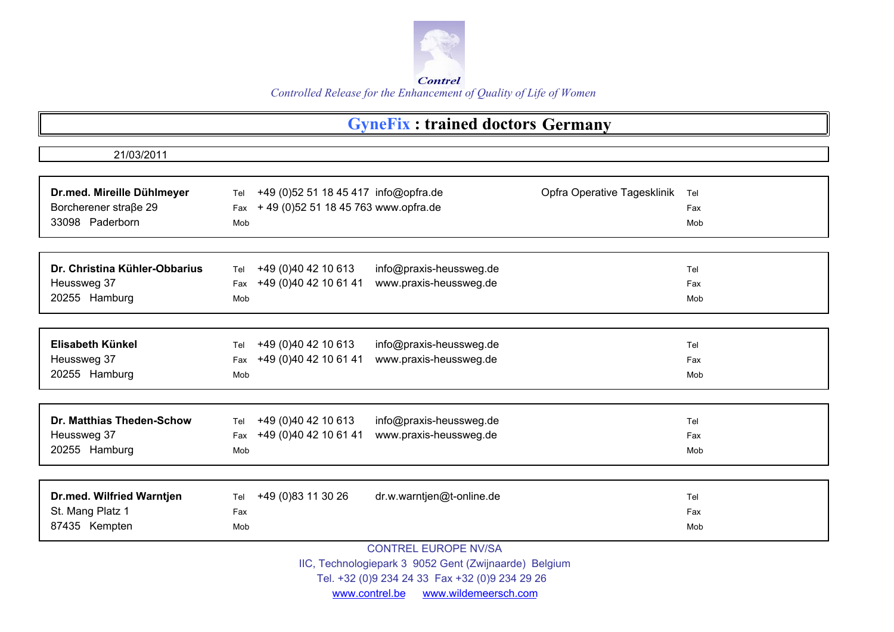Contrel

*Controlled Release for the Enhancement of Quality of Life of Women*

# GyneFix : trained doctors Germany

21/03/2011

| | | | | | |
|---|---|---|---|---|---|
| **Dr.med. Mireille Dühlmeyer** | Tel +49 (0)52 51 18 45 417 | info@opfra.de | Opfra Operative Tagesklinik | Tel | |
| Borcherener straβe 29 | Fax + 49 (0)52 51 18 45 763 | www.opfra.de | | Fax | |
| 33098 Paderborn | Mob | | | Mob | |

| | | | | |
|---|---|---|---|---|
| **Dr. Christina Kühler-Obbarius** | Tel +49 (0)40 42 10 613 | info@praxis-heussweg.de | Tel | |
| Heussweg 37 | Fax +49 (0)40 42 10 61 41 | www.praxis-heussweg.de | Fax | |
| 20255 Hamburg | Mob | | Mob | |

| | | | | |
|---|---|---|---|---|
| **Elisabeth Künkel** | Tel +49 (0)40 42 10 613 | info@praxis-heussweg.de | Tel | |
| Heussweg 37 | Fax +49 (0)40 42 10 61 41 | www.praxis-heussweg.de | Fax | |
| 20255 Hamburg | Mob | | Mob | |

| | | | | |
|---|---|---|---|---|
| **Dr. Matthias Theden-Schow** | Tel +49 (0)40 42 10 613 | info@praxis-heussweg.de | Tel | |
| Heussweg 37 | Fax +49 (0)40 42 10 61 41 | www.praxis-heussweg.de | Fax | |
| 20255 Hamburg | Mob | | Mob | |

| | | | | |
|---|---|---|---|---|
| **Dr.med. Wilfried Warntjen** | Tel +49 (0)83 11 30 26 | dr.w.warntjen@t-online.de | Tel | |
| St. Mang Platz 1 | Fax | | Fax | |
| 87435 Kempten | Mob | | Mob | |

CONTREL EUROPE NV/SA
IIC, Technologiepark 3 9052 Gent (Zwijnaarde) Belgium
Tel. +32 (0)9 234 24 33 Fax +32 (0)9 234 29 26
www.contrel.be www.wildemeersch.com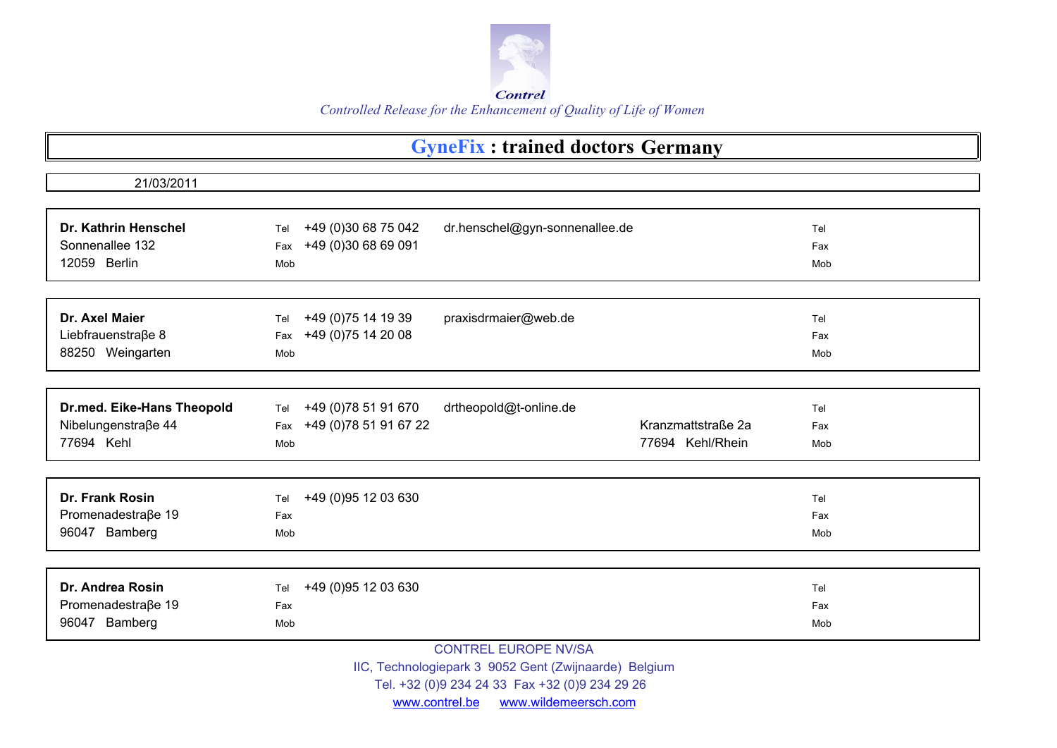**Contrel**

*Controlled Release for the Enhancement of Quality of Life of Women*

# GyneFix : trained doctors Germany

21/03/2011

| | | | | | |
|---|---|---|---|---|---|
| **Dr. Kathrin Henschel**<br>Sonnenallee 132<br>12059 Berlin | Tel +49 (0)30 68 75 042<br>Fax +49 (0)30 68 69 091<br>Mob | dr.henschel@gyn-sonnenallee.de | | Tel<br>Fax<br>Mob |
| **Dr. Axel Maier**<br>Liebfrauenstraβe 8<br>88250 Weingarten | Tel +49 (0)75 14 19 39<br>Fax +49 (0)75 14 20 08<br>Mob | praxisdrmaier@web.de | | Tel<br>Fax<br>Mob |
| **Dr.med. Eike-Hans Theopold**<br>Nibelungenstraβe 44<br>77694 Kehl | Tel +49 (0)78 51 91 670<br>Fax +49 (0)78 51 91 67 22<br>Mob | drtheopold@t-online.de | Kranzmattstraße 2a<br>77694 Kehl/Rhein | Tel<br>Fax<br>Mob |
| **Dr. Frank Rosin**<br>Promenadestraβe 19<br>96047 Bamberg | Tel +49 (0)95 12 03 630<br>Fax<br>Mob | | | Tel<br>Fax<br>Mob |
| **Dr. Andrea Rosin**<br>Promenadestraβe 19<br>96047 Bamberg | Tel +49 (0)95 12 03 630<br>Fax<br>Mob | | | Tel<br>Fax<br>Mob |

CONTREL EUROPE NV/SA
IIC, Technologiepark 3 9052 Gent (Zwijnaarde) Belgium
Tel. +32 (0)9 234 24 33 Fax +32 (0)9 234 29 26
www.contrel.be www.wildemeersch.com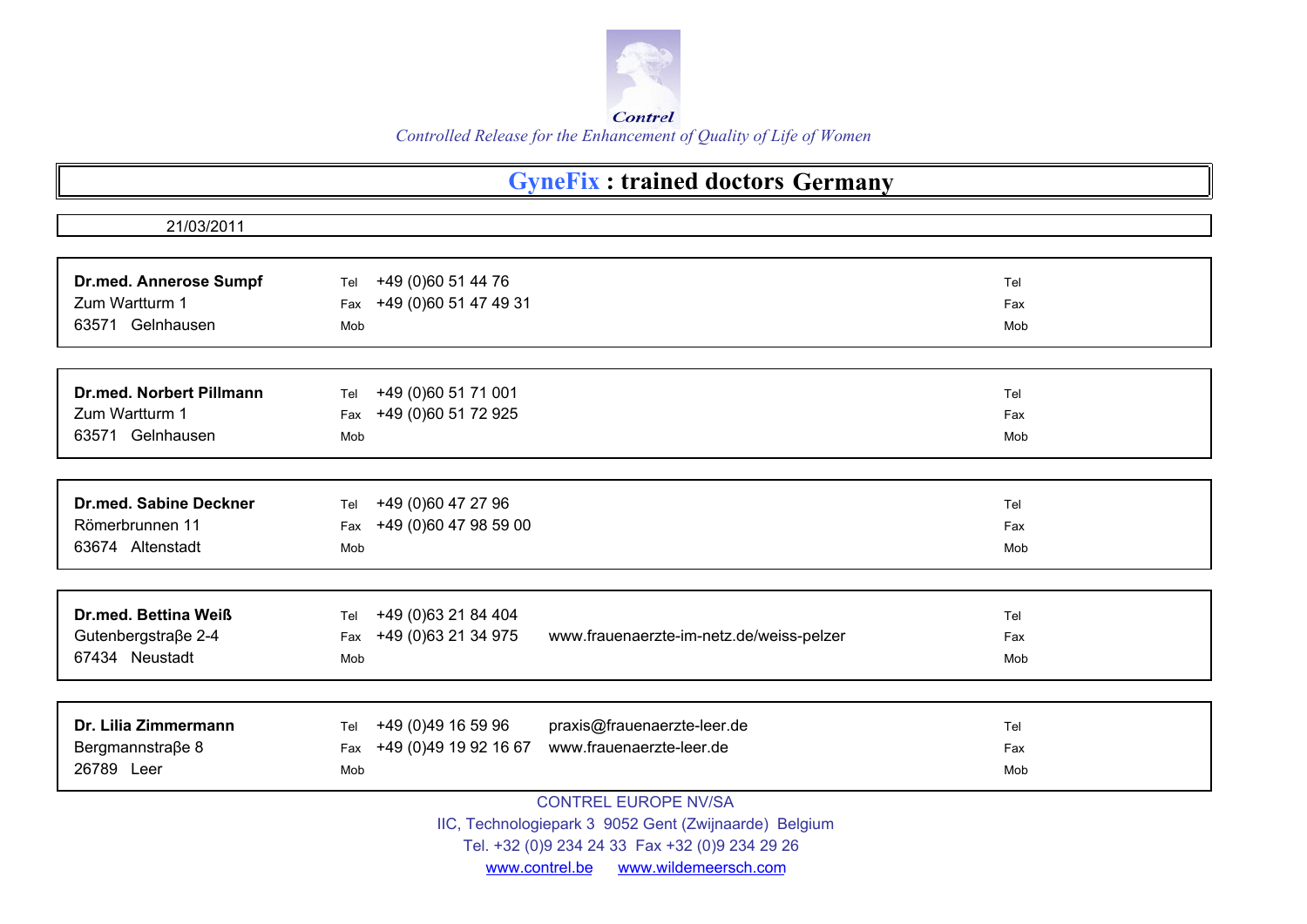Contrel

*Controlled Release for the Enhancement of Quality of Life of Women*

# GyneFix : trained doctors Germany

21/03/2011

| | | | | |
|---|---|---|---|---|
| **Dr.med. Annerose Sumpf** | Tel | +49 (0)60 51 44 76 | | Tel |
| Zum Wartturm 1 | Fax | +49 (0)60 51 47 49 31 | | Fax |
| 63571 Gelnhausen | Mob | | | Mob |

| | | | | |
|---|---|---|---|---|
| **Dr.med. Norbert Pillmann** | Tel | +49 (0)60 51 71 001 | | Tel |
| Zum Wartturm 1 | Fax | +49 (0)60 51 72 925 | | Fax |
| 63571 Gelnhausen | Mob | | | Mob |

| | | | | |
|---|---|---|---|---|
| **Dr.med. Sabine Deckner** | Tel | +49 (0)60 47 27 96 | | Tel |
| Römerbrunnen 11 | Fax | +49 (0)60 47 98 59 00 | | Fax |
| 63674 Altenstadt | Mob | | | Mob |

| | | | | |
|---|---|---|---|---|
| **Dr.med. Bettina Weiß** | Tel | +49 (0)63 21 84 404 | | Tel |
| Gutenbergstraβe 2-4 | Fax | +49 (0)63 21 34 975 | www.frauenaerzte-im-netz.de/weiss-pelzer | Fax |
| 67434 Neustadt | Mob | | | Mob |

| | | | | |
|---|---|---|---|---|
| **Dr. Lilia Zimmermann** | Tel | +49 (0)49 16 59 96 | praxis@frauenaerzte-leer.de | Tel |
| Bergmannstraβe 8 | Fax | +49 (0)49 19 92 16 67 | www.frauenaerzte-leer.de | Fax |
| 26789 Leer | Mob | | | Mob |

CONTREL EUROPE NV/SA
IIC, Technologiepark 3 9052 Gent (Zwijnaarde) Belgium
Tel. +32 (0)9 234 24 33 Fax +32 (0)9 234 29 26
www.contrel.be www.wildemeersch.com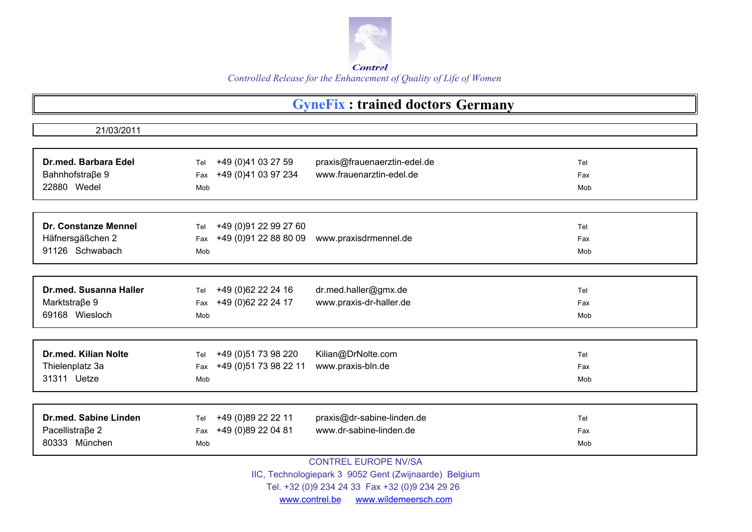Contrel

*Controlled Release for the Enhancement of Quality of Life of Women*

# GyneFix : trained doctors Germany

21/03/2011

| | | | | |
|---|---|---|---|---|
| **Dr.med. Barbara Edel** | Tel +49 (0)41 03 27 59 | praxis@frauenaerztin-edel.de | Tel | |
| Bahnhofstraβe 9 | Fax +49 (0)41 03 97 234 | www.frauenarztin-edel.de | Fax | |
| 22880 Wedel | Mob | | Mob | |

| | | | | |
|---|---|---|---|---|
| **Dr. Constanze Mennel** | Tel +49 (0)91 22 99 27 60 | | Tel | |
| Häfnersgäßchen 2 | Fax +49 (0)91 22 88 80 09 | www.praxisdrmennel.de | Fax | |
| 91126 Schwabach | Mob | | Mob | |

| | | | | |
|---|---|---|---|---|
| **Dr.med. Susanna Haller** | Tel +49 (0)62 22 24 16 | dr.med.haller@gmx.de | Tel | |
| Marktstraβe 9 | Fax +49 (0)62 22 24 17 | www.praxis-dr-haller.de | Fax | |
| 69168 Wiesloch | Mob | | Mob | |

| | | | | |
|---|---|---|---|---|
| **Dr.med. Kilian Nolte** | Tel +49 (0)51 73 98 220 | Kilian@DrNolte.com | Tel | |
| Thielenplatz 3a | Fax +49 (0)51 73 98 22 11 | www.praxis-bln.de | Fax | |
| 31311 Uetze | Mob | | Mob | |

| | | | | |
|---|---|---|---|---|
| **Dr.med. Sabine Linden** | Tel +49 (0)89 22 22 11 | praxis@dr-sabine-linden.de | Tel | |
| Pacellistraβe 2 | Fax +49 (0)89 22 04 81 | www.dr-sabine-linden.de | Fax | |
| 80333 München | Mob | | Mob | |

CONTREL EUROPE NV/SA
IIC, Technologiepark 3 9052 Gent (Zwijnaarde) Belgium
Tel. +32 (0)9 234 24 33 Fax +32 (0)9 234 29 26
www.contrel.be www.wildemeersch.com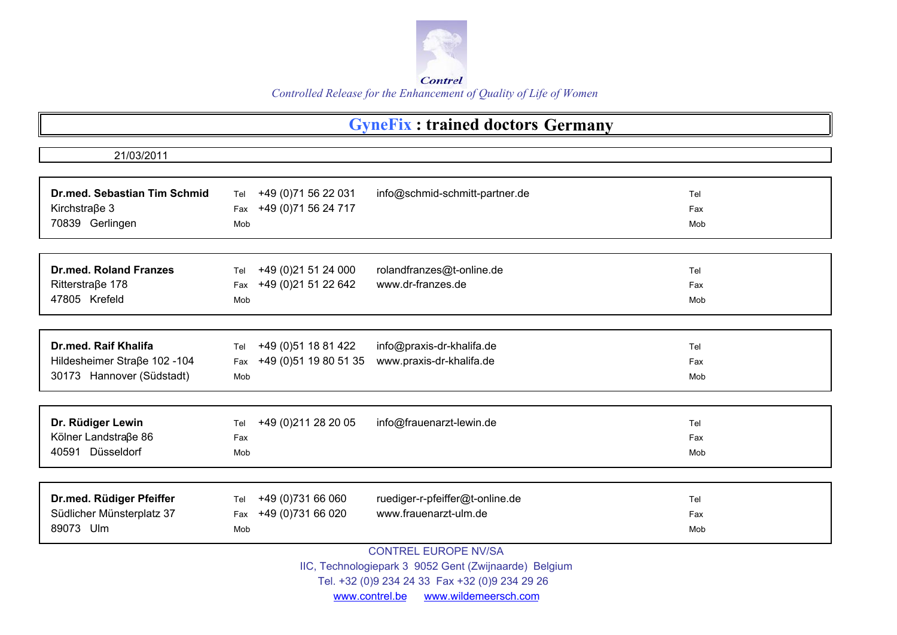Contrel

*Controlled Release for the Enhancement of Quality of Life of Women*

# GyneFix : trained doctors Germany

21/03/2011

| | | | | |
|---|---|---|---|---|
| **Dr.med. Sebastian Tim Schmid**<br>Kirchstraβe 3<br>70839 Gerlingen | Tel +49 (0)71 56 22 031<br>Fax +49 (0)71 56 24 717<br>Mob | info@schmid-schmitt-partner.de | | Tel<br>Fax<br>Mob |
| **Dr.med. Roland Franzes**<br>Ritterstraβe 178<br>47805 Krefeld | Tel +49 (0)21 51 24 000<br>Fax +49 (0)21 51 22 642<br>Mob | rolandfranzes@t-online.de<br>www.dr-franzes.de | | Tel<br>Fax<br>Mob |
| **Dr.med. Raif Khalifa**<br>Hildesheimer Straβe 102 -104<br>30173 Hannover (Südstadt) | Tel +49 (0)51 18 81 422<br>Fax +49 (0)51 19 80 51 35<br>Mob | info@praxis-dr-khalifa.de<br>www.praxis-dr-khalifa.de | | Tel<br>Fax<br>Mob |
| **Dr. Rüdiger Lewin**<br>Kölner Landstraβe 86<br>40591 Düsseldorf | Tel +49 (0)211 28 20 05<br>Fax<br>Mob | info@frauenarzt-lewin.de | | Tel<br>Fax<br>Mob |
| **Dr.med. Rüdiger Pfeiffer**<br>Südlicher Münsterplatz 37<br>89073 Ulm | Tel +49 (0)731 66 060<br>Fax +49 (0)731 66 020<br>Mob | ruediger-r-pfeiffer@t-online.de<br>www.frauenarzt-ulm.de | | Tel<br>Fax<br>Mob |

CONTREL EUROPE NV/SA
IIC, Technologiepark 3 9052 Gent (Zwijnaarde) Belgium
Tel. +32 (0)9 234 24 33 Fax +32 (0)9 234 29 26
www.contrel.be www.wildemeersch.com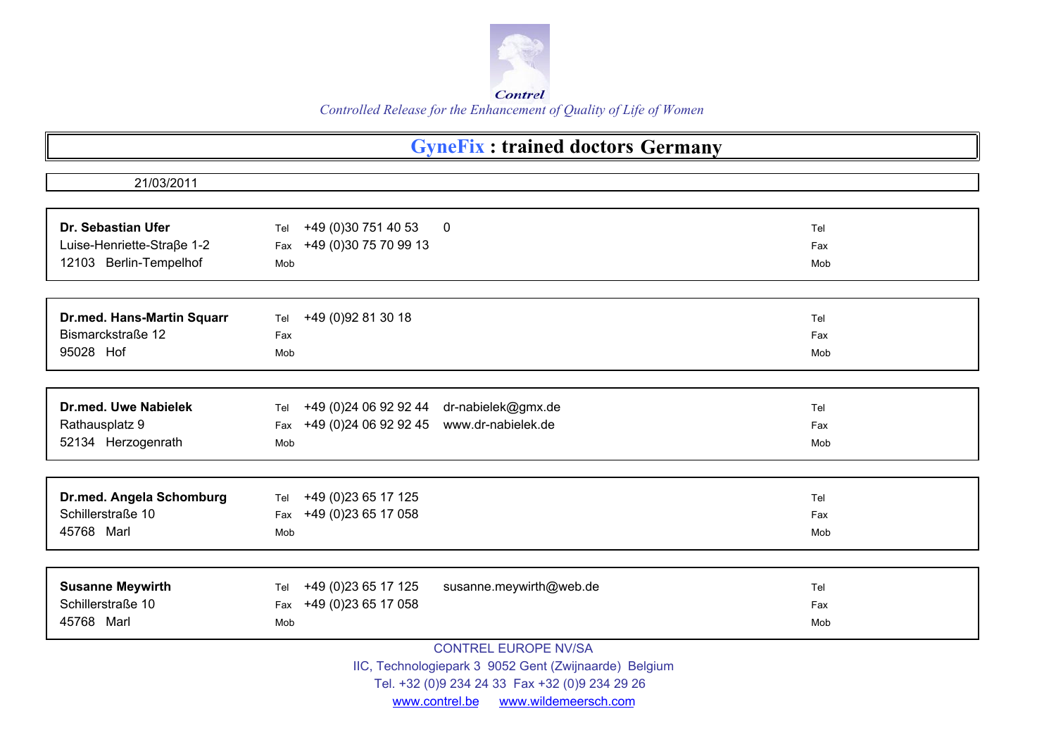Contrel

*Controlled Release for the Enhancement of Quality of Life of Women*

# GyneFix : trained doctors Germany

21/03/2011

| | | | | |
|---|---|---|---|---|
| **Dr. Sebastian Ufer** | Tel +49 (0)30 751 40 53 | 0 | Tel |
| Luise-Henriette-Straβe 1-2 | Fax +49 (0)30 75 70 99 13 | | Fax |
| 12103 Berlin-Tempelhof | Mob | | Mob |

| | | | | |
|---|---|---|---|---|
| **Dr.med. Hans-Martin Squarr** | Tel +49 (0)92 81 30 18 | | Tel |
| Bismarckstraße 12 | Fax | | Fax |
| 95028 Hof | Mob | | Mob |

| | | | | |
|---|---|---|---|---|
| **Dr.med. Uwe Nabielek** | Tel +49 (0)24 06 92 92 44 | dr-nabielek@gmx.de | Tel |
| Rathausplatz 9 | Fax +49 (0)24 06 92 92 45 | www.dr-nabielek.de | Fax |
| 52134 Herzogenrath | Mob | | Mob |

| | | | | |
|---|---|---|---|---|
| **Dr.med. Angela Schomburg** | Tel +49 (0)23 65 17 125 | | Tel |
| Schillerstraße 10 | Fax +49 (0)23 65 17 058 | | Fax |
| 45768 Marl | Mob | | Mob |

| | | | | |
|---|---|---|---|---|
| **Susanne Meywirth** | Tel +49 (0)23 65 17 125 | susanne.meywirth@web.de | Tel |
| Schillerstraße 10 | Fax +49 (0)23 65 17 058 | | Fax |
| 45768 Marl | Mob | | Mob |

CONTREL EUROPE NV/SA

IIC, Technologiepark 3 9052 Gent (Zwijnaarde) Belgium

Tel. +32 (0)9 234 24 33 Fax +32 (0)9 234 29 26

www.contrel.be www.wildemeersch.com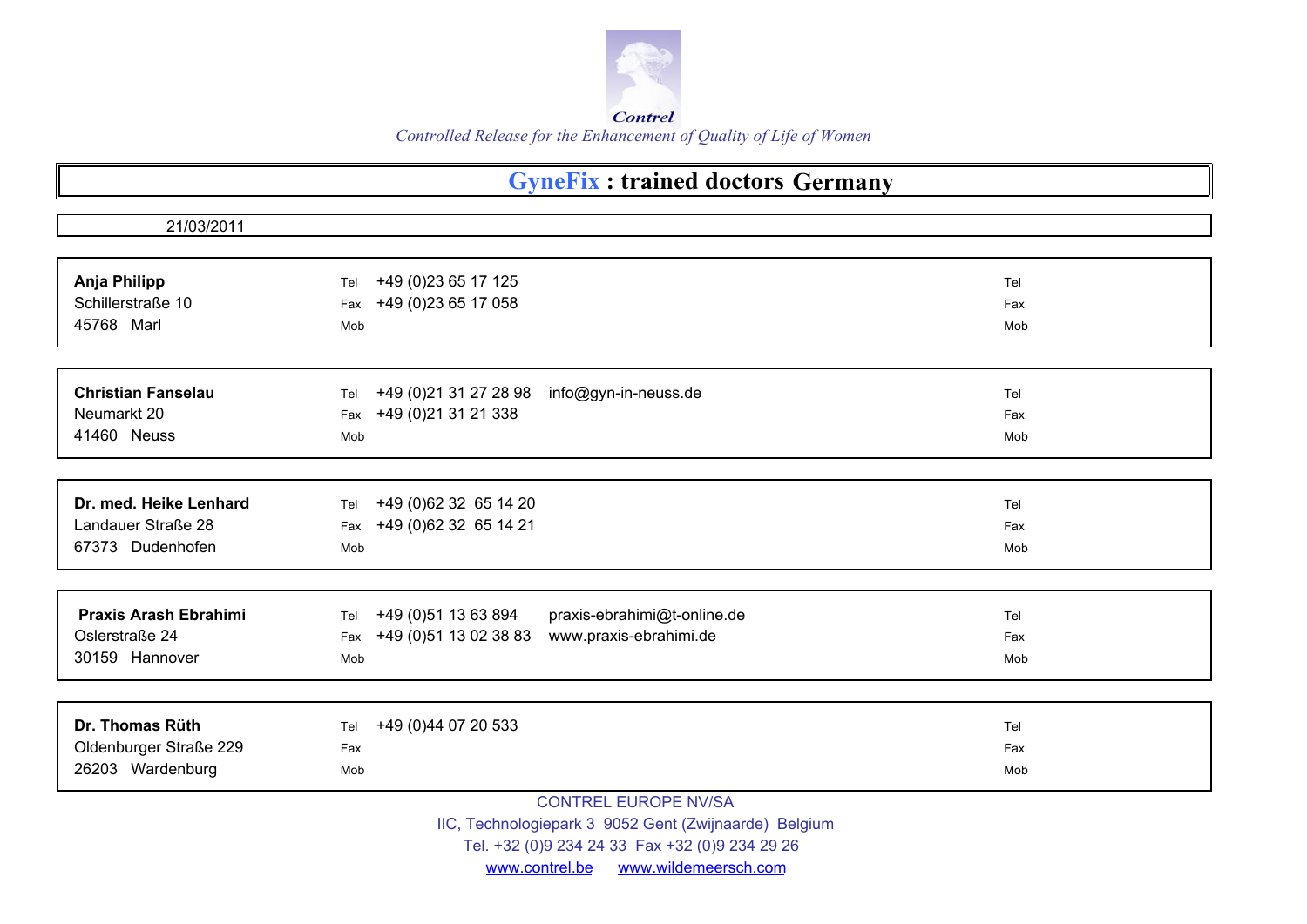Contrel

*Controlled Release for the Enhancement of Quality of Life of Women*

# GyneFix : trained doctors Germany

21/03/2011

| | | | |
|---|---|---|---|
| **Anja Philipp**<br>Schillerstraße 10<br>45768 Marl | Tel +49 (0)23 65 17 125<br>Fax +49 (0)23 65 17 058<br>Mob | | Tel<br>Fax<br>Mob |
| **Christian Fanselau**<br>Neumarkt 20<br>41460 Neuss | Tel +49 (0)21 31 27 28 98<br>Fax +49 (0)21 31 21 338<br>Mob | info@gyn-in-neuss.de | Tel<br>Fax<br>Mob |
| **Dr. med. Heike Lenhard**<br>Landauer Straße 28<br>67373 Dudenhofen | Tel +49 (0)62 32 65 14 20<br>Fax +49 (0)62 32 65 14 21<br>Mob | | Tel<br>Fax<br>Mob |
| **Praxis Arash Ebrahimi**<br>Oslerstraße 24<br>30159 Hannover | Tel +49 (0)51 13 63 894<br>Fax +49 (0)51 13 02 38 83<br>Mob | praxis-ebrahimi@t-online.de<br>www.praxis-ebrahimi.de | Tel<br>Fax<br>Mob |
| **Dr. Thomas Rüth**<br>Oldenburger Straße 229<br>26203 Wardenburg | Tel +49 (0)44 07 20 533<br>Fax<br>Mob | | Tel<br>Fax<br>Mob |

CONTREL EUROPE NV/SA
IIC, Technologiepark 3 9052 Gent (Zwijnaarde) Belgium
Tel. +32 (0)9 234 24 33 Fax +32 (0)9 234 29 26
www.contrel.be www.wildemeersch.com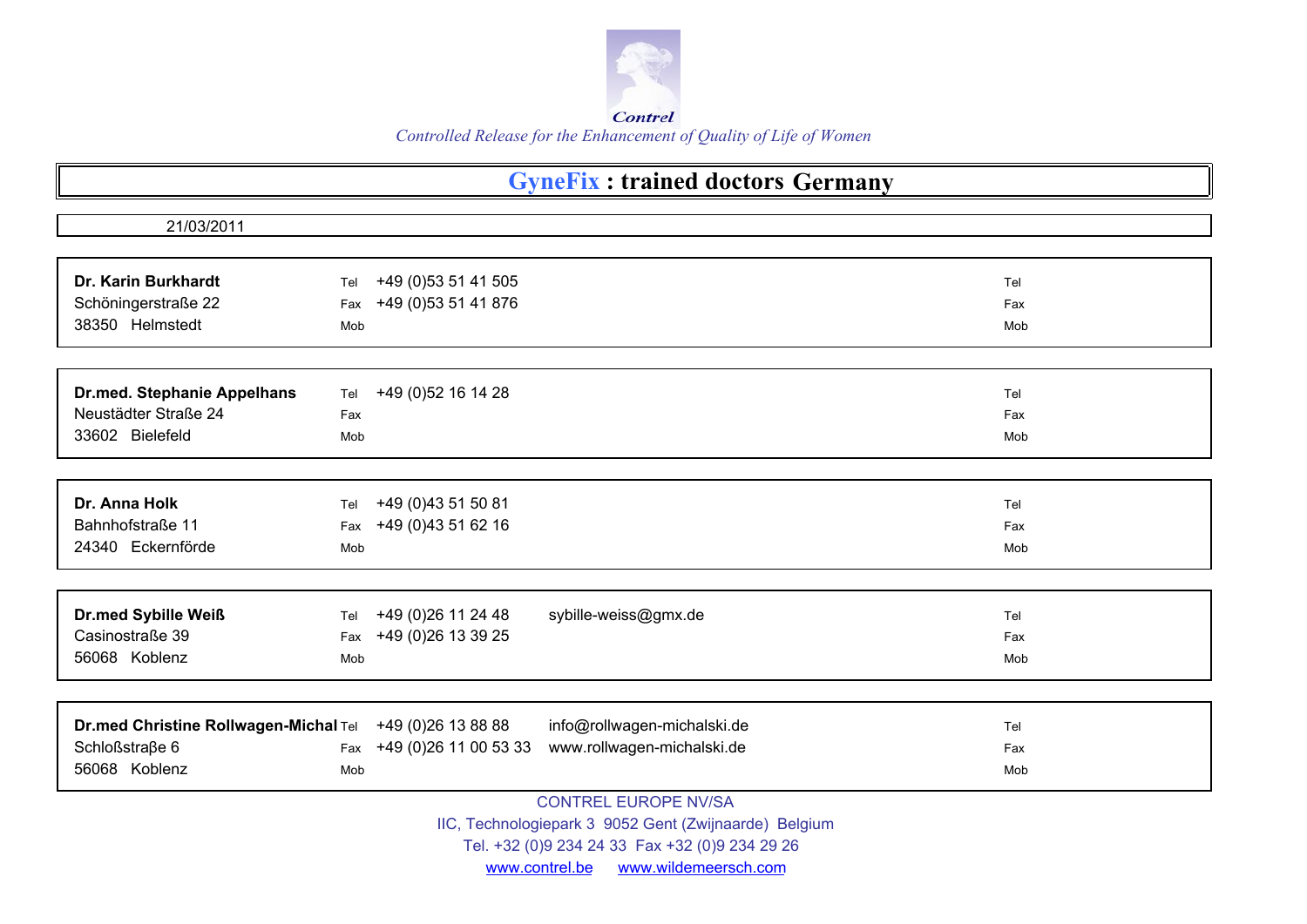Contrel

*Controlled Release for the Enhancement of Quality of Life of Women*

# GyneFix : trained doctors Germany

21/03/2011

| | | | | | |
|---|---|---|---|---|---|
| **Dr. Karin Burkhardt** | Tel | +49 (0)53 51 41 505 | | Tel | |
| Schöningerstraße 22 | Fax | +49 (0)53 51 41 876 | | Fax | |
| 38350 Helmstedt | Mob | | | Mob | |

| | | | | | |
|---|---|---|---|---|---|
| **Dr.med. Stephanie Appelhans** | Tel | +49 (0)52 16 14 28 | | Tel | |
| Neustädter Straße 24 | Fax | | | Fax | |
| 33602 Bielefeld | Mob | | | Mob | |

| | | | | | |
|---|---|---|---|---|---|
| **Dr. Anna Holk** | Tel | +49 (0)43 51 50 81 | | Tel | |
| Bahnhofstraße 11 | Fax | +49 (0)43 51 62 16 | | Fax | |
| 24340 Eckernförde | Mob | | | Mob | |

| | | | | | |
|---|---|---|---|---|---|
| **Dr.med Sybille Weiß** | Tel | +49 (0)26 11 24 48 | sybille-weiss@gmx.de | Tel | |
| Casinostraße 39 | Fax | +49 (0)26 13 39 25 | | Fax | |
| 56068 Koblenz | Mob | | | Mob | |

| | | | | | |
|---|---|---|---|---|---|
| **Dr.med Christine Rollwagen-Michal** | Tel | +49 (0)26 13 88 88 | info@rollwagen-michalski.de | Tel | |
| Schloßstraße 6 | Fax | +49 (0)26 11 00 53 33 | www.rollwagen-michalski.de | Fax | |
| 56068 Koblenz | Mob | | | Mob | |

CONTREL EUROPE NV/SA
IIC, Technologiepark 3 9052 Gent (Zwijnaarde) Belgium
Tel. +32 (0)9 234 24 33 Fax +32 (0)9 234 29 26
www.contrel.be www.wildemeersch.com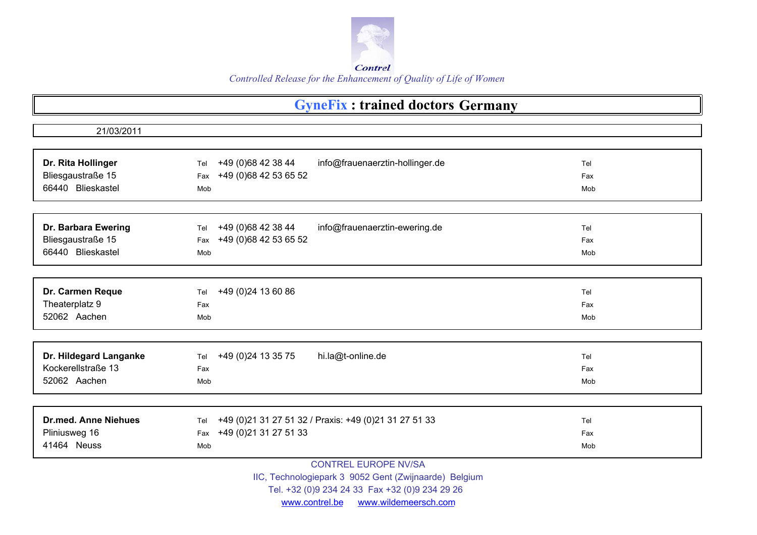Contrel

*Controlled Release for the Enhancement of Quality of Life of Women*

# GyneFix : trained doctors Germany

21/03/2011

| | | | | |
|---|---|---|---|---|
| **Dr. Rita Hollinger** | Tel +49 (0)68 42 38 44 | info@frauenaerztin-hollinger.de | | Tel |
| Bliesgaustraße 15 | Fax +49 (0)68 42 53 65 52 | | | Fax |
| 66440 Blieskastel | Mob | | | Mob |

| | | | | |
|---|---|---|---|---|
| **Dr. Barbara Ewering** | Tel +49 (0)68 42 38 44 | info@frauenaerztin-ewering.de | | Tel |
| Bliesgaustraße 15 | Fax +49 (0)68 42 53 65 52 | | | Fax |
| 66440 Blieskastel | Mob | | | Mob |

| | | | | |
|---|---|---|---|---|
| **Dr. Carmen Reque** | Tel +49 (0)24 13 60 86 | | | Tel |
| Theaterplatz 9 | Fax | | | Fax |
| 52062 Aachen | Mob | | | Mob |

| | | | | |
|---|---|---|---|---|
| **Dr. Hildegard Langanke** | Tel +49 (0)24 13 35 75 | hi.la@t-online.de | | Tel |
| Kockerellstraße 13 | Fax | | | Fax |
| 52062 Aachen | Mob | | | Mob |

| | | | | |
|---|---|---|---|---|
| **Dr.med. Anne Niehues** | Tel +49 (0)21 31 27 51 32 / Praxis: +49 (0)21 31 27 51 33 | | | Tel |
| Pliniusweg 16 | Fax +49 (0)21 31 27 51 33 | | | Fax |
| 41464 Neuss | Mob | | | Mob |

CONTREL EUROPE NV/SA

IIC, Technologiepark 3 9052 Gent (Zwijnaarde) Belgium

Tel. +32 (0)9 234 24 33 Fax +32 (0)9 234 29 26

www.contrel.be www.wildemeersch.com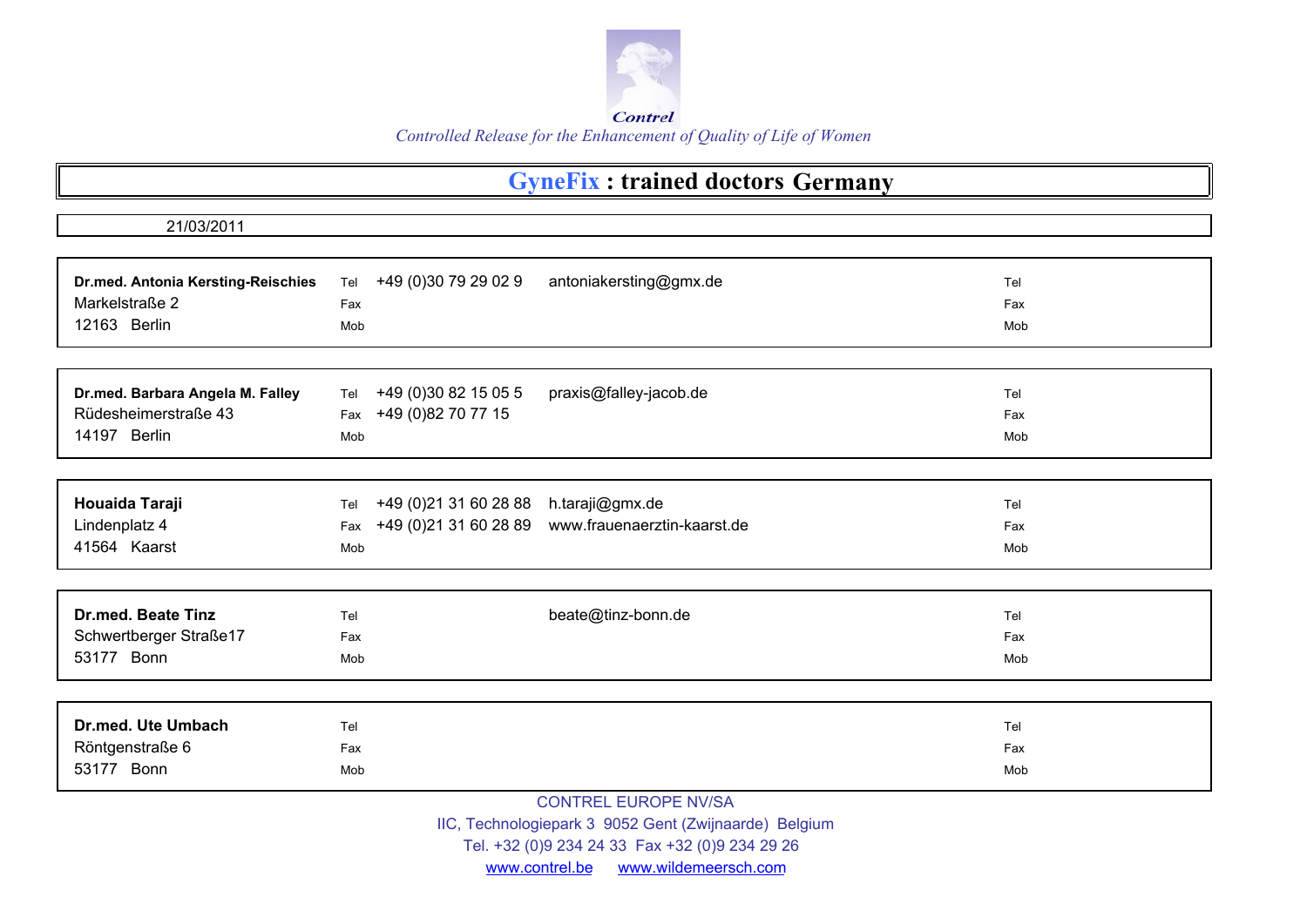Contrel

*Controlled Release for the Enhancement of Quality of Life of Women*

# GyneFix : trained doctors Germany

21/03/2011

| | | | | |
|---|---|---|---|---|
| **Dr.med. Antonia Kersting-Reischies** | Tel +49 (0)30 79 29 02 9 | antoniakersting@gmx.de | | Tel |
| Markelstraße 2 | Fax | | | Fax |
| 12163 Berlin | Mob | | | Mob |

| | | | | |
|---|---|---|---|---|
| **Dr.med. Barbara Angela M. Falley** | Tel +49 (0)30 82 15 05 5 | praxis@falley-jacob.de | | Tel |
| Rüdesheimerstraße 43 | Fax +49 (0)82 70 77 15 | | | Fax |
| 14197 Berlin | Mob | | | Mob |

| | | | | |
|---|---|---|---|---|
| **Houaida Taraji** | Tel +49 (0)21 31 60 28 88 | h.taraji@gmx.de | | Tel |
| Lindenplatz 4 | Fax +49 (0)21 31 60 28 89 | www.frauenaerztin-kaarst.de | | Fax |
| 41564 Kaarst | Mob | | | Mob |

| | | | | |
|---|---|---|---|---|
| **Dr.med. Beate Tinz** | Tel | beate@tinz-bonn.de | | Tel |
| Schwertberger Straße17 | Fax | | | Fax |
| 53177 Bonn | Mob | | | Mob |

| | | | | |
|---|---|---|---|---|
| **Dr.med. Ute Umbach** | Tel | | | Tel |
| Röntgenstraße 6 | Fax | | | Fax |
| 53177 Bonn | Mob | | | Mob |

CONTREL EUROPE NV/SA
IIC, Technologiepark 3 9052 Gent (Zwijnaarde) Belgium
Tel. +32 (0)9 234 24 33 Fax +32 (0)9 234 29 26
www.contrel.be www.wildemeersch.com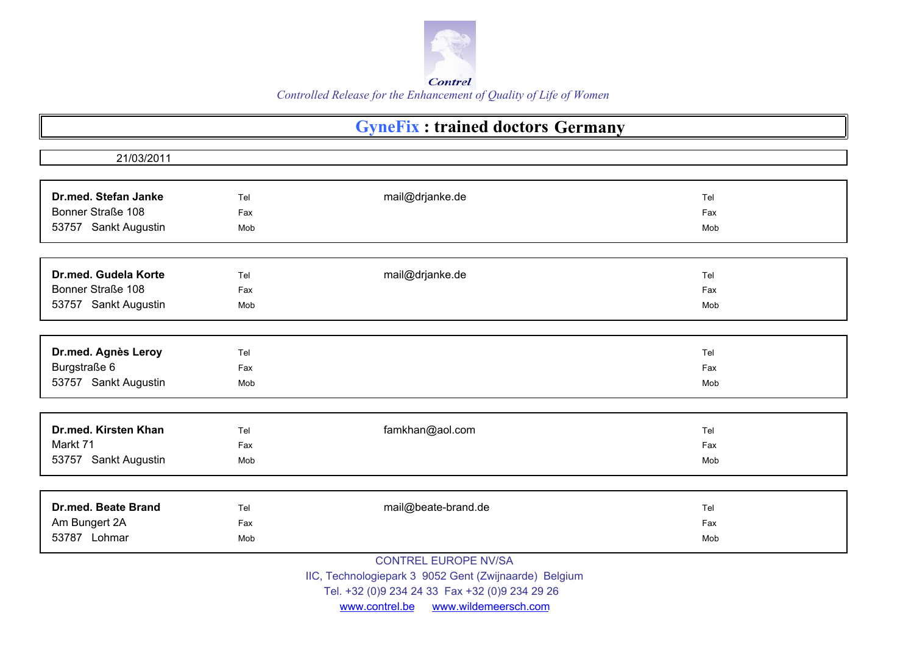Contrel

*Controlled Release for the Enhancement of Quality of Life of Women*

# GyneFix : trained doctors Germany

21/03/2011

| | | | |
|---|---|---|---|
| **Dr.med. Stefan Janke** | Tel | mail@drjanke.de | Tel |
| Bonner Straße 108 | Fax | | Fax |
| 53757 Sankt Augustin | Mob | | Mob |

| | | | |
|---|---|---|---|
| **Dr.med. Gudela Korte** | Tel | mail@drjanke.de | Tel |
| Bonner Straße 108 | Fax | | Fax |
| 53757 Sankt Augustin | Mob | | Mob |

| | | | |
|---|---|---|---|
| **Dr.med. Agnès Leroy** | Tel | | Tel |
| Burgstraße 6 | Fax | | Fax |
| 53757 Sankt Augustin | Mob | | Mob |

| | | | |
|---|---|---|---|
| **Dr.med. Kirsten Khan** | Tel | famkhan@aol.com | Tel |
| Markt 71 | Fax | | Fax |
| 53757 Sankt Augustin | Mob | | Mob |

| | | | |
|---|---|---|---|
| **Dr.med. Beate Brand** | Tel | mail@beate-brand.de | Tel |
| Am Bungert 2A | Fax | | Fax |
| 53787 Lohmar | Mob | | Mob |

CONTREL EUROPE NV/SA
IIC, Technologiepark 3 9052 Gent (Zwijnaarde) Belgium
Tel. +32 (0)9 234 24 33 Fax +32 (0)9 234 29 26
www.contrel.be www.wildemeersch.com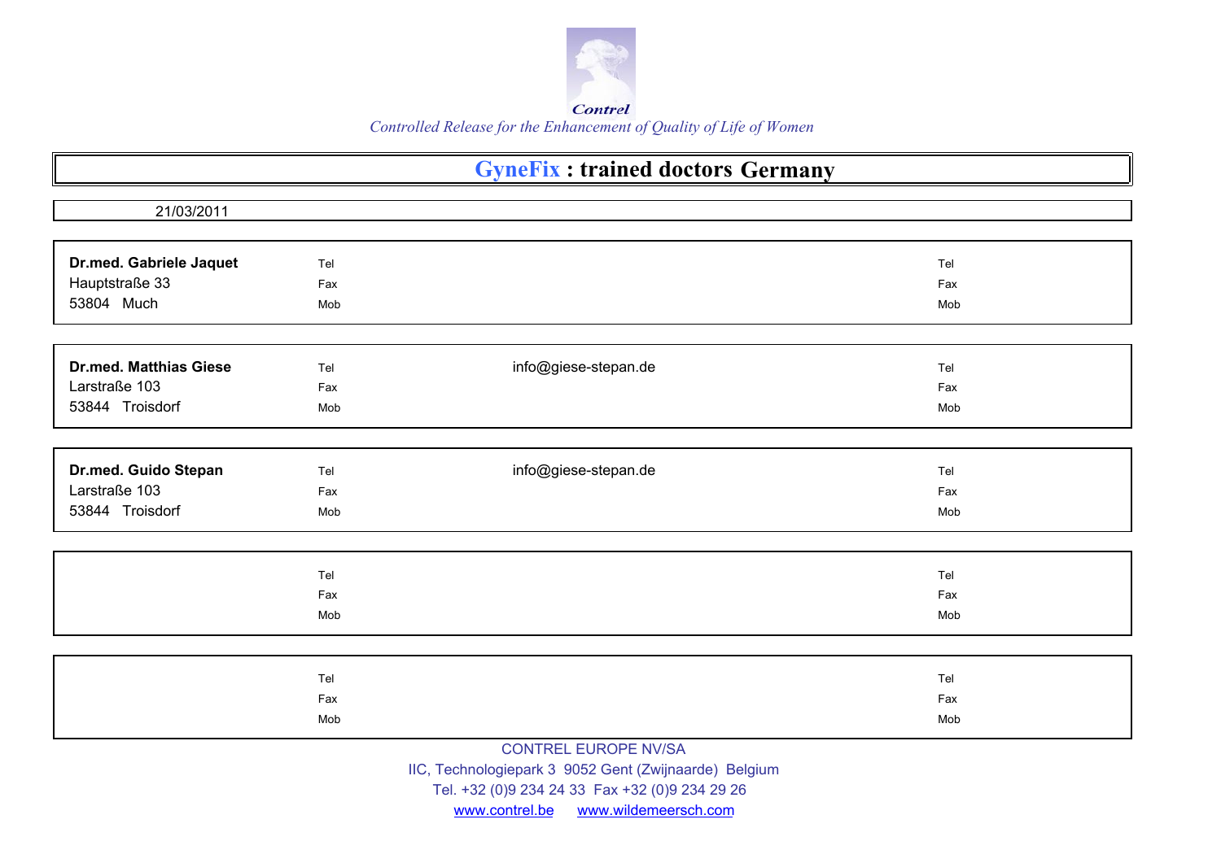Contrel

*Controlled Release for the Enhancement of Quality of Life of Women*

# GyneFix : trained doctors Germany

21/03/2011

| | | | |
|---|---|---|---|
| **Dr.med. Gabriele Jaquet**<br>Hauptstraße 33<br>53804 Much | Tel<br>Fax<br>Mob | | Tel<br>Fax<br>Mob |
| **Dr.med. Matthias Giese**<br>Larstraße 103<br>53844 Troisdorf | Tel<br>Fax<br>Mob | info@giese-stepan.de | Tel<br>Fax<br>Mob |
| **Dr.med. Guido Stepan**<br>Larstraße 103<br>53844 Troisdorf | Tel<br>Fax<br>Mob | info@giese-stepan.de | Tel<br>Fax<br>Mob |
| | Tel<br>Fax<br>Mob | | Tel<br>Fax<br>Mob |
| | Tel<br>Fax<br>Mob | | Tel<br>Fax<br>Mob |

CONTREL EUROPE NV/SA
IIC, Technologiepark 3 9052 Gent (Zwijnaarde) Belgium
Tel. +32 (0)9 234 24 33 Fax +32 (0)9 234 29 26
www.contrel.be www.wildemeersch.com